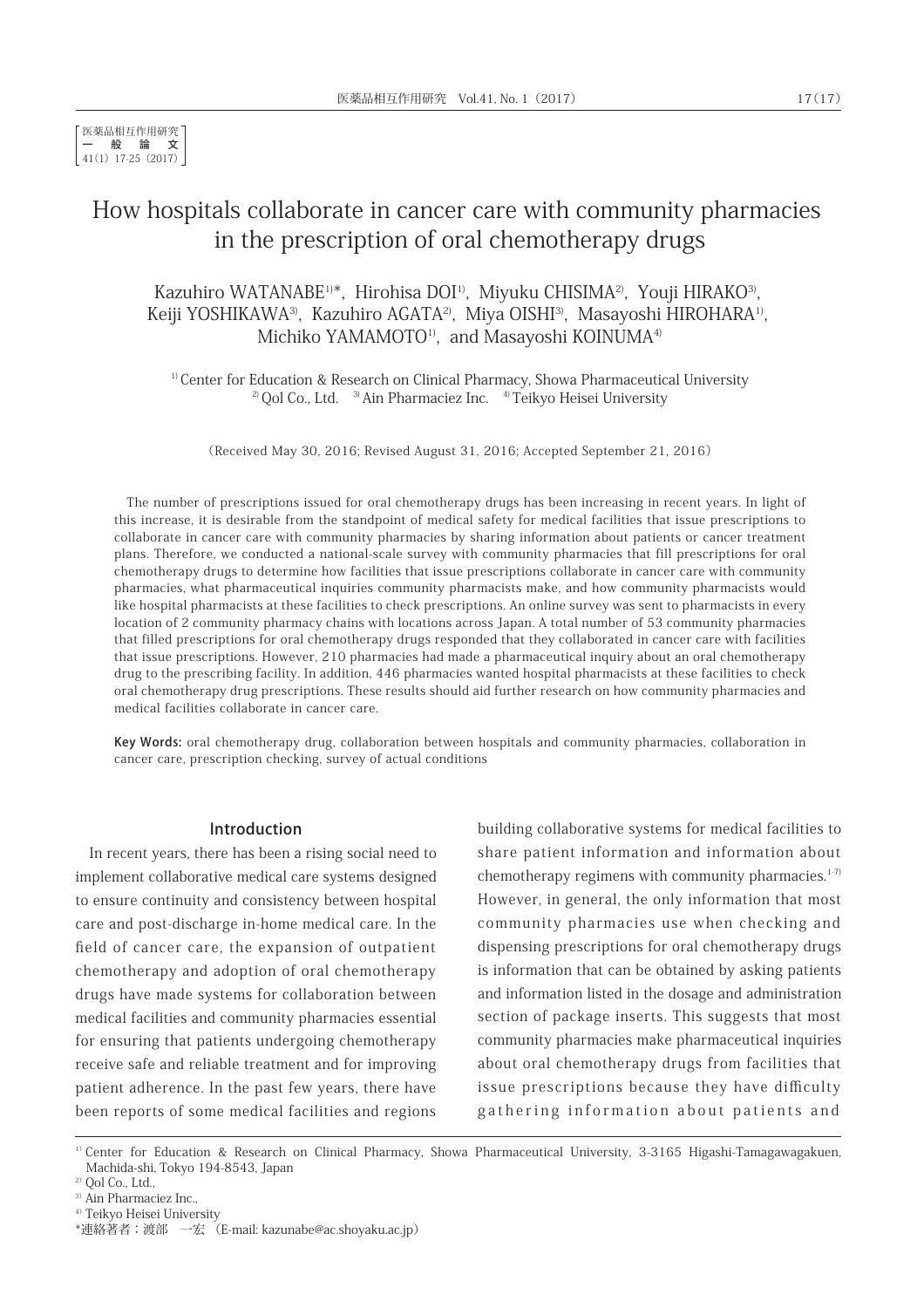医薬品相互作用研究
一　般　論　文
41(1) 17-25 (2017)

# How hospitals collaborate in cancer care with community pharmacies in the prescription of oral chemotherapy drugs

Kazuhiro WATANABE[1)]*, Hirohisa DOI[1)], Miyuku CHISIMA[2)], Youji HIRAKO[3)], Keiji YOSHIKAWA[3)], Kazuhiro AGATA[2)], Miya OISHI[3)], Masayoshi HIROHARA[1)], Michiko YAMAMOTO[1)], and Masayoshi KOINUMA[4)]

[1)] Center for Education & Research on Clinical Pharmacy, Showa Pharmaceutical University
[2)] Qol Co., Ltd. [3)] Ain Pharmaciez Inc. [4)] Teikyo Heisei University

(Received May 30, 2016; Revised August 31, 2016; Accepted September 21, 2016)

The number of prescriptions issued for oral chemotherapy drugs has been increasing in recent years. In light of this increase, it is desirable from the standpoint of medical safety for medical facilities that issue prescriptions to collaborate in cancer care with community pharmacies by sharing information about patients or cancer treatment plans. Therefore, we conducted a national-scale survey with community pharmacies that fill prescriptions for oral chemotherapy drugs to determine how facilities that issue prescriptions collaborate in cancer care with community pharmacies, what pharmaceutical inquiries community pharmacists make, and how community pharmacists would like hospital pharmacists at these facilities to check prescriptions. An online survey was sent to pharmacists in every location of 2 community pharmacy chains with locations across Japan. A total number of 53 community pharmacies that filled prescriptions for oral chemotherapy drugs responded that they collaborated in cancer care with facilities that issue prescriptions. However, 210 pharmacies had made a pharmaceutical inquiry about an oral chemotherapy drug to the prescribing facility. In addition, 446 pharmacies wanted hospital pharmacists at these facilities to check oral chemotherapy drug prescriptions. These results should aid further research on how community pharmacies and medical facilities collaborate in cancer care.

**Key Words:** oral chemotherapy drug, collaboration between hospitals and community pharmacies, collaboration in cancer care, prescription checking, survey of actual conditions

## Introduction

In recent years, there has been a rising social need to implement collaborative medical care systems designed to ensure continuity and consistency between hospital care and post-discharge in-home medical care. In the field of cancer care, the expansion of outpatient chemotherapy and adoption of oral chemotherapy drugs have made systems for collaboration between medical facilities and community pharmacies essential for ensuring that patients undergoing chemotherapy receive safe and reliable treatment and for improving patient adherence. In the past few years, there have been reports of some medical facilities and regions building collaborative systems for medical facilities to share patient information and information about chemotherapy regimens with community pharmacies.[1-7)] However, in general, the only information that most community pharmacies use when checking and dispensing prescriptions for oral chemotherapy drugs is information that can be obtained by asking patients and information listed in the dosage and administration section of package inserts. This suggests that most community pharmacies make pharmaceutical inquiries about oral chemotherapy drugs from facilities that issue prescriptions because they have difficulty gathering information about patients and

---

[1)] Center for Education & Research on Clinical Pharmacy, Showa Pharmaceutical University, 3-3165 Higashi-Tamagawagakuen, Machida-shi, Tokyo 194-8543, Japan
[2)] Qol Co., Ltd.,
[3)] Ain Pharmaciez Inc.,
[4)] Teikyo Heisei University
*連絡著者：渡部　一宏 (E-mail: kazunabe@ac.shoyaku.ac.jp)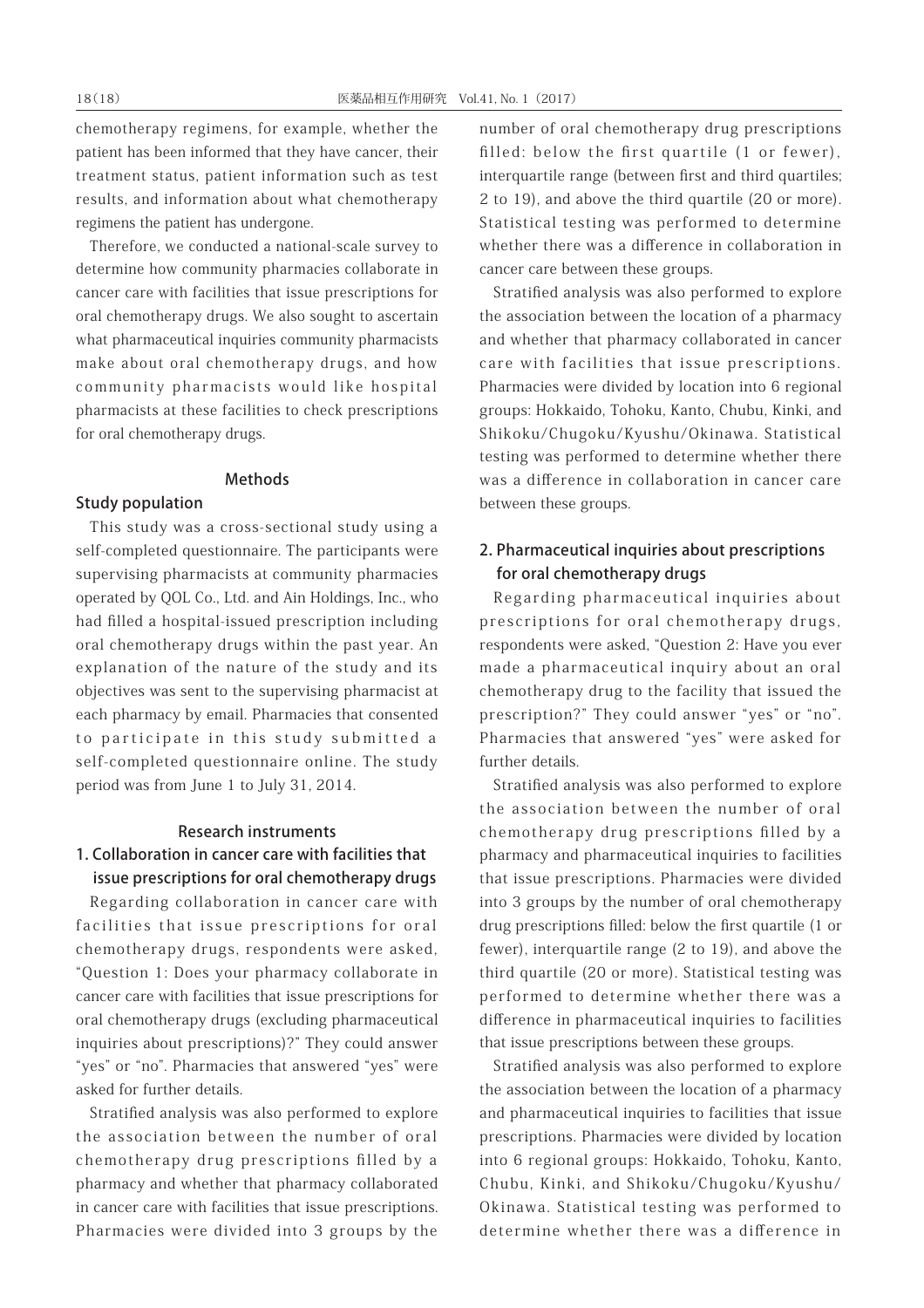chemotherapy regimens, for example, whether the patient has been informed that they have cancer, their treatment status, patient information such as test results, and information about what chemotherapy regimens the patient has undergone.

Therefore, we conducted a national-scale survey to determine how community pharmacies collaborate in cancer care with facilities that issue prescriptions for oral chemotherapy drugs. We also sought to ascertain what pharmaceutical inquiries community pharmacists make about oral chemotherapy drugs, and how community pharmacists would like hospital pharmacists at these facilities to check prescriptions for oral chemotherapy drugs.

## Methods

### Study population

This study was a cross-sectional study using a self-completed questionnaire. The participants were supervising pharmacists at community pharmacies operated by QOL Co., Ltd. and Ain Holdings, Inc., who had filled a hospital-issued prescription including oral chemotherapy drugs within the past year. An explanation of the nature of the study and its objectives was sent to the supervising pharmacist at each pharmacy by email. Pharmacies that consented to participate in this study submitted a self-completed questionnaire online. The study period was from June 1 to July 31, 2014.

## Research instruments

### 1. Collaboration in cancer care with facilities that issue prescriptions for oral chemotherapy drugs

Regarding collaboration in cancer care with facilities that issue prescriptions for oral chemotherapy drugs, respondents were asked, "Question 1: Does your pharmacy collaborate in cancer care with facilities that issue prescriptions for oral chemotherapy drugs (excluding pharmaceutical inquiries about prescriptions)?" They could answer "yes" or "no". Pharmacies that answered "yes" were asked for further details.

Stratified analysis was also performed to explore the association between the number of oral chemotherapy drug prescriptions filled by a pharmacy and whether that pharmacy collaborated in cancer care with facilities that issue prescriptions. Pharmacies were divided into 3 groups by the number of oral chemotherapy drug prescriptions filled: below the first quartile (1 or fewer), interquartile range (between first and third quartiles; 2 to 19), and above the third quartile (20 or more). Statistical testing was performed to determine whether there was a difference in collaboration in cancer care between these groups.

Stratified analysis was also performed to explore the association between the location of a pharmacy and whether that pharmacy collaborated in cancer care with facilities that issue prescriptions. Pharmacies were divided by location into 6 regional groups: Hokkaido, Tohoku, Kanto, Chubu, Kinki, and Shikoku/Chugoku/Kyushu/Okinawa. Statistical testing was performed to determine whether there was a difference in collaboration in cancer care between these groups.

### 2. Pharmaceutical inquiries about prescriptions for oral chemotherapy drugs

Regarding pharmaceutical inquiries about prescriptions for oral chemotherapy drugs, respondents were asked, "Question 2: Have you ever made a pharmaceutical inquiry about an oral chemotherapy drug to the facility that issued the prescription?" They could answer "yes" or "no". Pharmacies that answered "yes" were asked for further details.

Stratified analysis was also performed to explore the association between the number of oral chemotherapy drug prescriptions filled by a pharmacy and pharmaceutical inquiries to facilities that issue prescriptions. Pharmacies were divided into 3 groups by the number of oral chemotherapy drug prescriptions filled: below the first quartile (1 or fewer), interquartile range (2 to 19), and above the third quartile (20 or more). Statistical testing was performed to determine whether there was a difference in pharmaceutical inquiries to facilities that issue prescriptions between these groups.

Stratified analysis was also performed to explore the association between the location of a pharmacy and pharmaceutical inquiries to facilities that issue prescriptions. Pharmacies were divided by location into 6 regional groups: Hokkaido, Tohoku, Kanto, Chubu, Kinki, and Shikoku/Chugoku/Kyushu/Okinawa. Statistical testing was performed to determine whether there was a difference in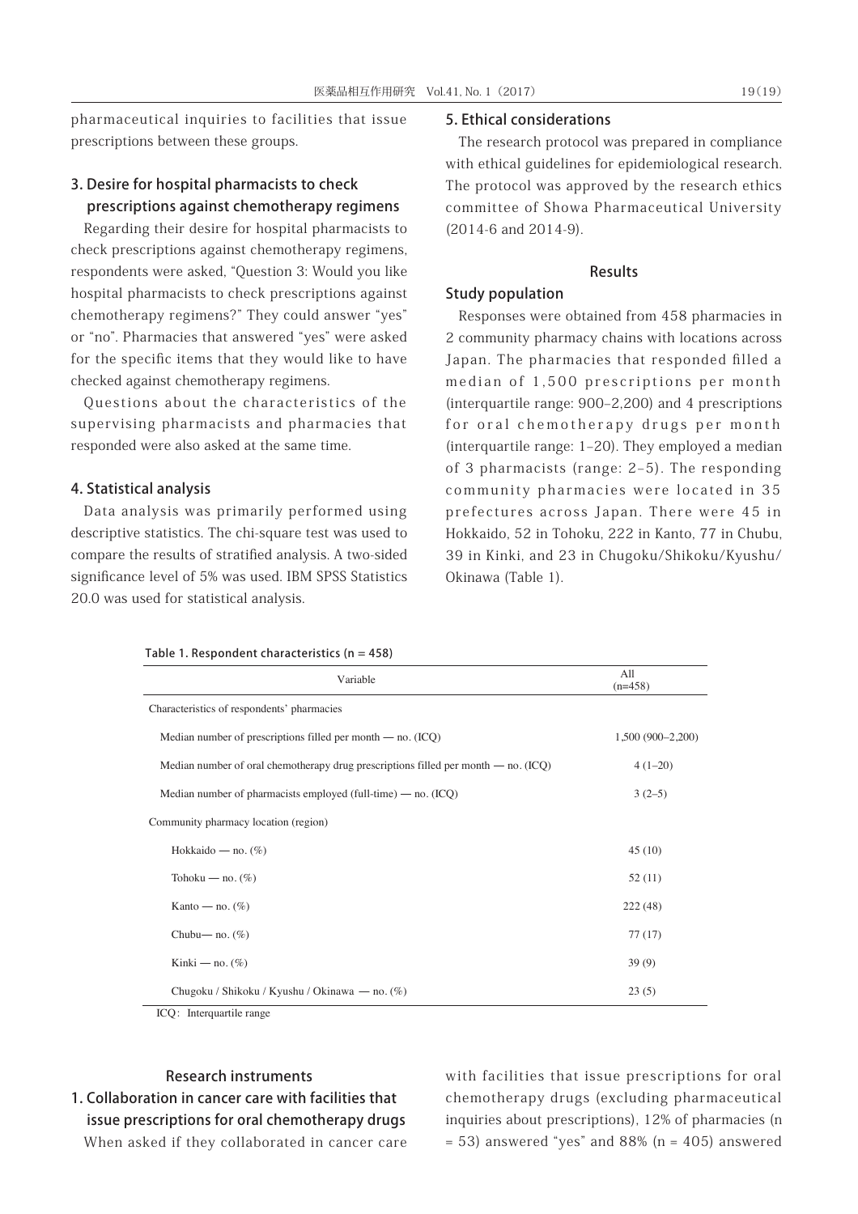pharmaceutical inquiries to facilities that issue prescriptions between these groups.

### 3. Desire for hospital pharmacists to check prescriptions against chemotherapy regimens

Regarding their desire for hospital pharmacists to check prescriptions against chemotherapy regimens, respondents were asked, "Question 3: Would you like hospital pharmacists to check prescriptions against chemotherapy regimens?" They could answer "yes" or "no". Pharmacies that answered "yes" were asked for the specific items that they would like to have checked against chemotherapy regimens.

Questions about the characteristics of the supervising pharmacists and pharmacies that responded were also asked at the same time.

### 4. Statistical analysis

Data analysis was primarily performed using descriptive statistics. The chi-square test was used to compare the results of stratified analysis. A two-sided significance level of 5% was used. IBM SPSS Statistics 20.0 was used for statistical analysis.

### 5. Ethical considerations

The research protocol was prepared in compliance with ethical guidelines for epidemiological research. The protocol was approved by the research ethics committee of Showa Pharmaceutical University (2014-6 and 2014-9).

## Results

### Study population

Responses were obtained from 458 pharmacies in 2 community pharmacy chains with locations across Japan. The pharmacies that responded filled a median of 1,500 prescriptions per month (interquartile range: 900–2,200) and 4 prescriptions for oral chemotherapy drugs per month (interquartile range: 1–20). They employed a median of 3 pharmacists (range: 2–5). The responding community pharmacies were located in 35 prefectures across Japan. There were 45 in Hokkaido, 52 in Tohoku, 222 in Kanto, 77 in Chubu, 39 in Kinki, and 23 in Chugoku/Shikoku/Kyushu/Okinawa (Table 1).

**Table 1. Respondent characteristics (n = 458)**

| Variable | All (n=458) |
|---|---|
| Characteristics of respondents' pharmacies | |
| Median number of prescriptions filled per month — no. (ICQ) | 1,500 (900–2,200) |
| Median number of oral chemotherapy drug prescriptions filled per month — no. (ICQ) | 4 (1–20) |
| Median number of pharmacists employed (full-time) — no. (ICQ) | 3 (2–5) |
| Community pharmacy location (region) | |
| Hokkaido — no. (%) | 45 (10) |
| Tohoku — no. (%) | 52 (11) |
| Kanto — no. (%) | 222 (48) |
| Chubu— no. (%) | 77 (17) |
| Kinki — no. (%) | 39 (9) |
| Chugoku / Shikoku / Kyushu / Okinawa — no. (%) | 23 (5) |

ICQ: Interquartile range

## Research instruments

### 1. Collaboration in cancer care with facilities that issue prescriptions for oral chemotherapy drugs

When asked if they collaborated in cancer care with facilities that issue prescriptions for oral chemotherapy drugs (excluding pharmaceutical inquiries about prescriptions), 12% of pharmacies (n = 53) answered "yes" and 88% (n = 405) answered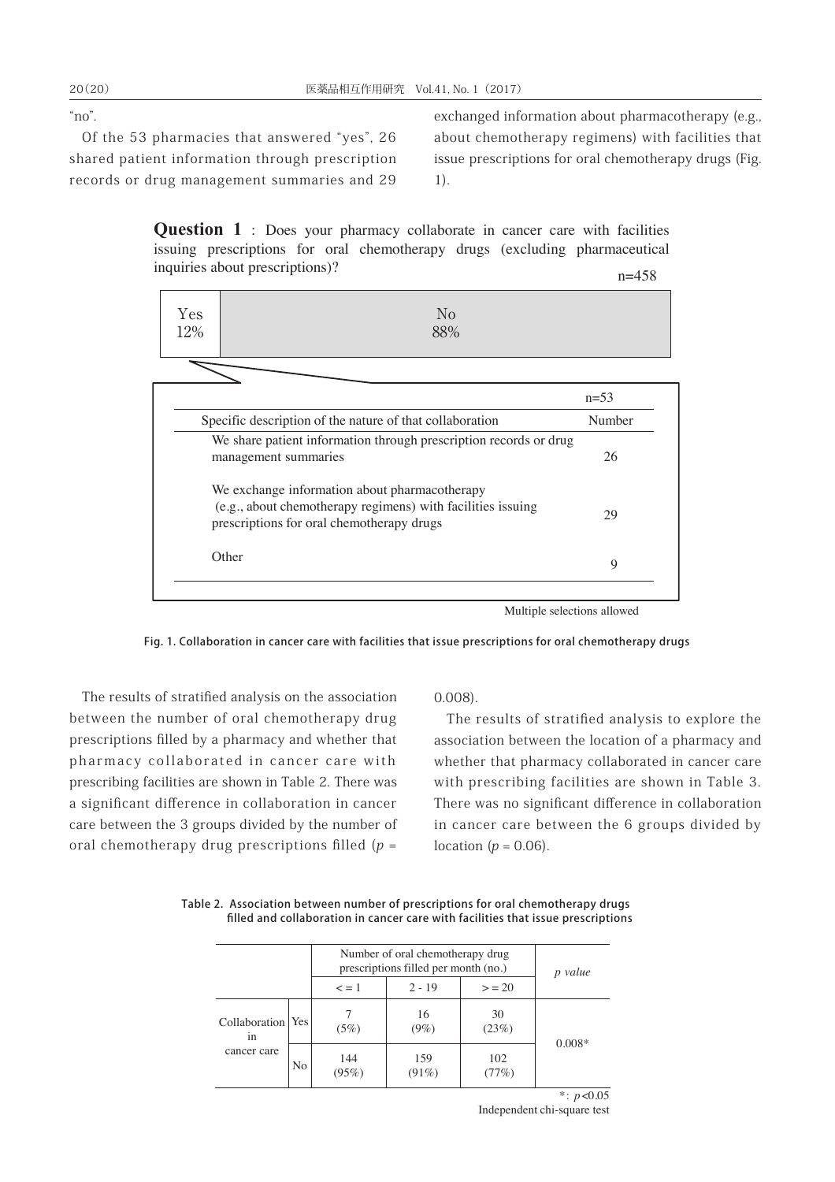"no".

Of the 53 pharmacies that answered "yes", 26 shared patient information through prescription records or drug management summaries and 29 exchanged information about pharmacotherapy (e.g., about chemotherapy regimens) with facilities that issue prescriptions for oral chemotherapy drugs (Fig. 1).

**Question 1** : Does your pharmacy collaborate in cancer care with facilities issuing prescriptions for oral chemotherapy drugs (excluding pharmaceutical inquiries about prescriptions)?

n=458

| Yes | No |
|---|---|
| 12% | 88% |

n=53

| Specific description of the nature of that collaboration | Number |
|---|---|
| We share patient information through prescription records or drug management summaries | 26 |
| We exchange information about pharmacotherapy (e.g., about chemotherapy regimens) with facilities issuing prescriptions for oral chemotherapy drugs | 29 |
| Other | 9 |

Multiple selections allowed

Fig. 1. Collaboration in cancer care with facilities that issue prescriptions for oral chemotherapy drugs

The results of stratified analysis on the association between the number of oral chemotherapy drug prescriptions filled by a pharmacy and whether that pharmacy collaborated in cancer care with prescribing facilities are shown in Table 2. There was a significant difference in collaboration in cancer care between the 3 groups divided by the number of oral chemotherapy drug prescriptions filled ($p$ = 0.008).

The results of stratified analysis to explore the association between the location of a pharmacy and whether that pharmacy collaborated in cancer care with prescribing facilities are shown in Table 3. There was no significant difference in collaboration in cancer care between the 6 groups divided by location ($p$ = 0.06).

Table 2. Association between number of prescriptions for oral chemotherapy drugs filled and collaboration in cancer care with facilities that issue prescriptions

| | | Number of oral chemotherapy drug prescriptions filled per month (no.) | | | *p value* |
|---|---|---|---|---|---|
| | | <= 1 | 2 - 19 | >= 20 | |
| Collaboration in cancer care | Yes | 7 (5%) | 16 (9%) | 30 (23%) | 0.008* |
| | No | 144 (95%) | 159 (91%) | 102 (77%) | |

*: $p$<0.05

Independent chi-square test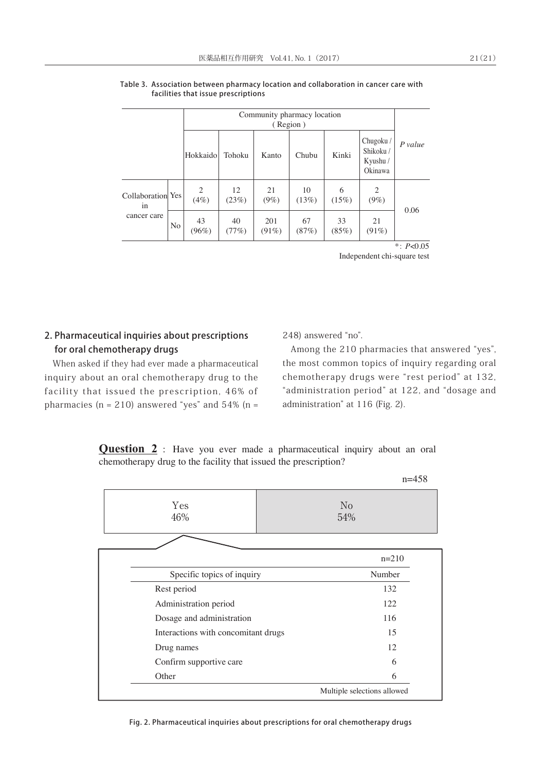Table 3. Association between pharmacy location and collaboration in cancer care with facilities that issue prescriptions

| | | Community pharmacy location (Region) | | | | | | *P value* |
|---|---|---|---|---|---|---|---|---|
| | | Hokkaido | Tohoku | Kanto | Chubu | Kinki | Chugoku / Shikoku / Kyushu / Okinawa | |
| Collaboration in cancer care | Yes | 2 (4%) | 12 (23%) | 21 (9%) | 10 (13%) | 6 (15%) | 2 (9%) | 0.06 |
| | No | 43 (96%) | 40 (77%) | 201 (91%) | 67 (87%) | 33 (85%) | 21 (91%) | |

*: $P<0.05$

Independent chi-square test

## 2. Pharmaceutical inquiries about prescriptions for oral chemotherapy drugs

When asked if they had ever made a pharmaceutical inquiry about an oral chemotherapy drug to the facility that issued the prescription, 46% of pharmacies (n = 210) answered "yes" and 54% (n = 248) answered "no".

Among the 210 pharmacies that answered "yes", the most common topics of inquiry regarding oral chemotherapy drugs were "rest period" at 132, "administration period" at 122, and "dosage and administration" at 116 (Fig. 2).

**Question 2** : Have you ever made a pharmaceutical inquiry about an oral chemotherapy drug to the facility that issued the prescription?

n=458

| Yes | No |
|---|---|
| 46% | 54% |

n=210

| Specific topics of inquiry | Number |
|---|---|
| Rest period | 132 |
| Administration period | 122 |
| Dosage and administration | 116 |
| Interactions with concomitant drugs | 15 |
| Drug names | 12 |
| Confirm supportive care | 6 |
| Other | 6 |

Multiple selections allowed

Fig. 2. Pharmaceutical inquiries about prescriptions for oral chemotherapy drugs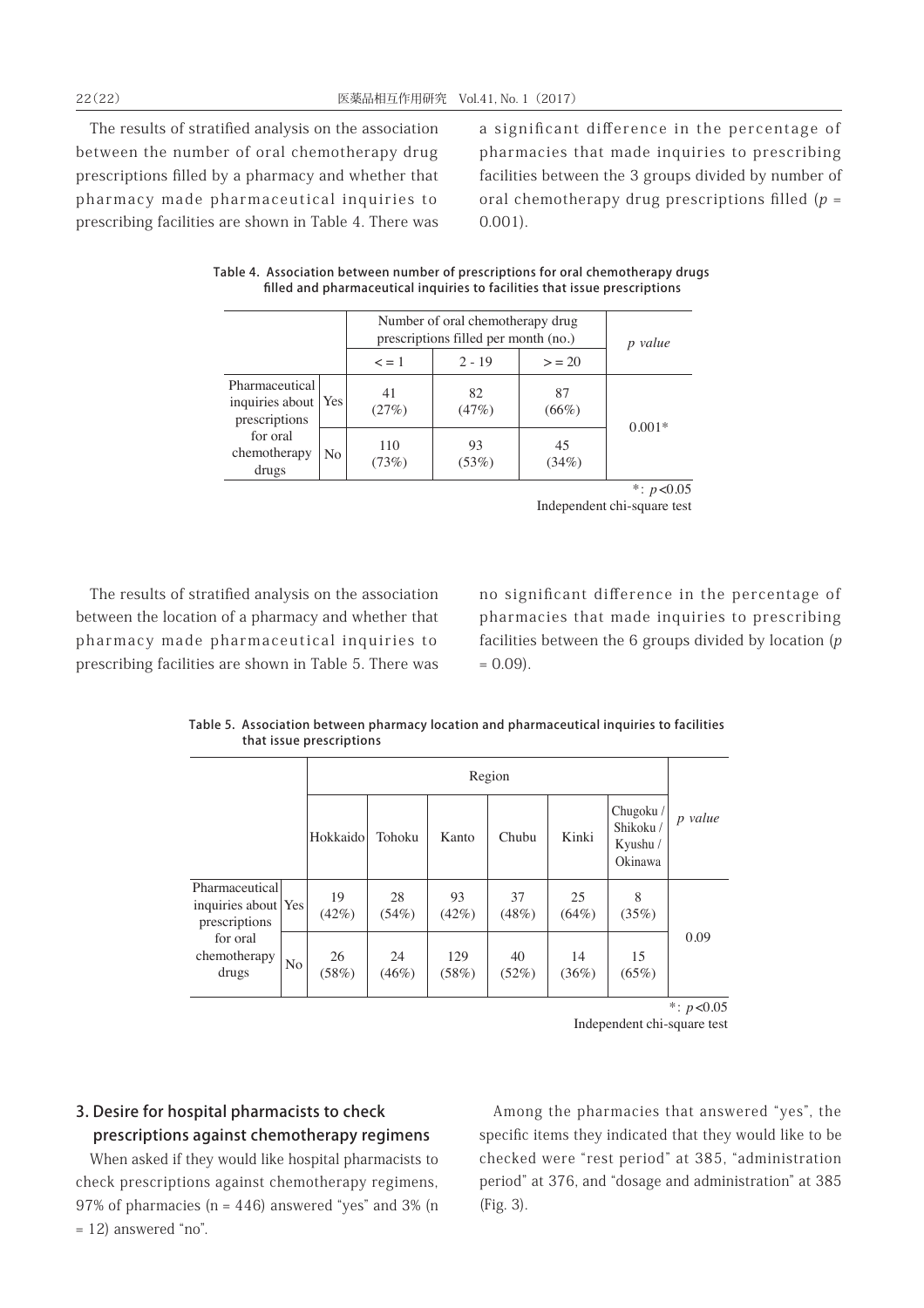The results of stratified analysis on the association between the number of oral chemotherapy drug prescriptions filled by a pharmacy and whether that pharmacy made pharmaceutical inquiries to prescribing facilities are shown in Table 4. There was a significant difference in the percentage of pharmacies that made inquiries to prescribing facilities between the 3 groups divided by number of oral chemotherapy drug prescriptions filled ($p$ = 0.001).

**Table 4. Association between number of prescriptions for oral chemotherapy drugs filled and pharmaceutical inquiries to facilities that issue prescriptions**

| | | Number of oral chemotherapy drug prescriptions filled per month (no.) | | | *p value* |
|---|---|---|---|---|---|
| | | < = 1 | 2 - 19 | > = 20 | |
| Pharmaceutical inquiries about prescriptions for oral chemotherapy drugs | Yes | 41 (27%) | 82 (47%) | 87 (66%) | 0.001* |
| | No | 110 (73%) | 93 (53%) | 45 (34%) | |

*: $p$<0.05
Independent chi-square test

The results of stratified analysis on the association between the location of a pharmacy and whether that pharmacy made pharmaceutical inquiries to prescribing facilities are shown in Table 5. There was no significant difference in the percentage of pharmacies that made inquiries to prescribing facilities between the 6 groups divided by location ($p$ = 0.09).

**Table 5. Association between pharmacy location and pharmaceutical inquiries to facilities that issue prescriptions**

| | | Region | | | | | | *p value* |
|---|---|---|---|---|---|---|---|---|
| | | Hokkaido | Tohoku | Kanto | Chubu | Kinki | Chugoku / Shikoku / Kyushu / Okinawa | |
| Pharmaceutical inquiries about prescriptions for oral chemotherapy drugs | Yes | 19 (42%) | 28 (54%) | 93 (42%) | 37 (48%) | 25 (64%) | 8 (35%) | 0.09 |
| | No | 26 (58%) | 24 (46%) | 129 (58%) | 40 (52%) | 14 (36%) | 15 (65%) | |

*: $p$<0.05
Independent chi-square test

## 3. Desire for hospital pharmacists to check prescriptions against chemotherapy regimens

When asked if they would like hospital pharmacists to check prescriptions against chemotherapy regimens, 97% of pharmacies (n = 446) answered "yes" and 3% (n = 12) answered "no".

Among the pharmacies that answered "yes", the specific items they indicated that they would like to be checked were "rest period" at 385, "administration period" at 376, and "dosage and administration" at 385 (Fig. 3).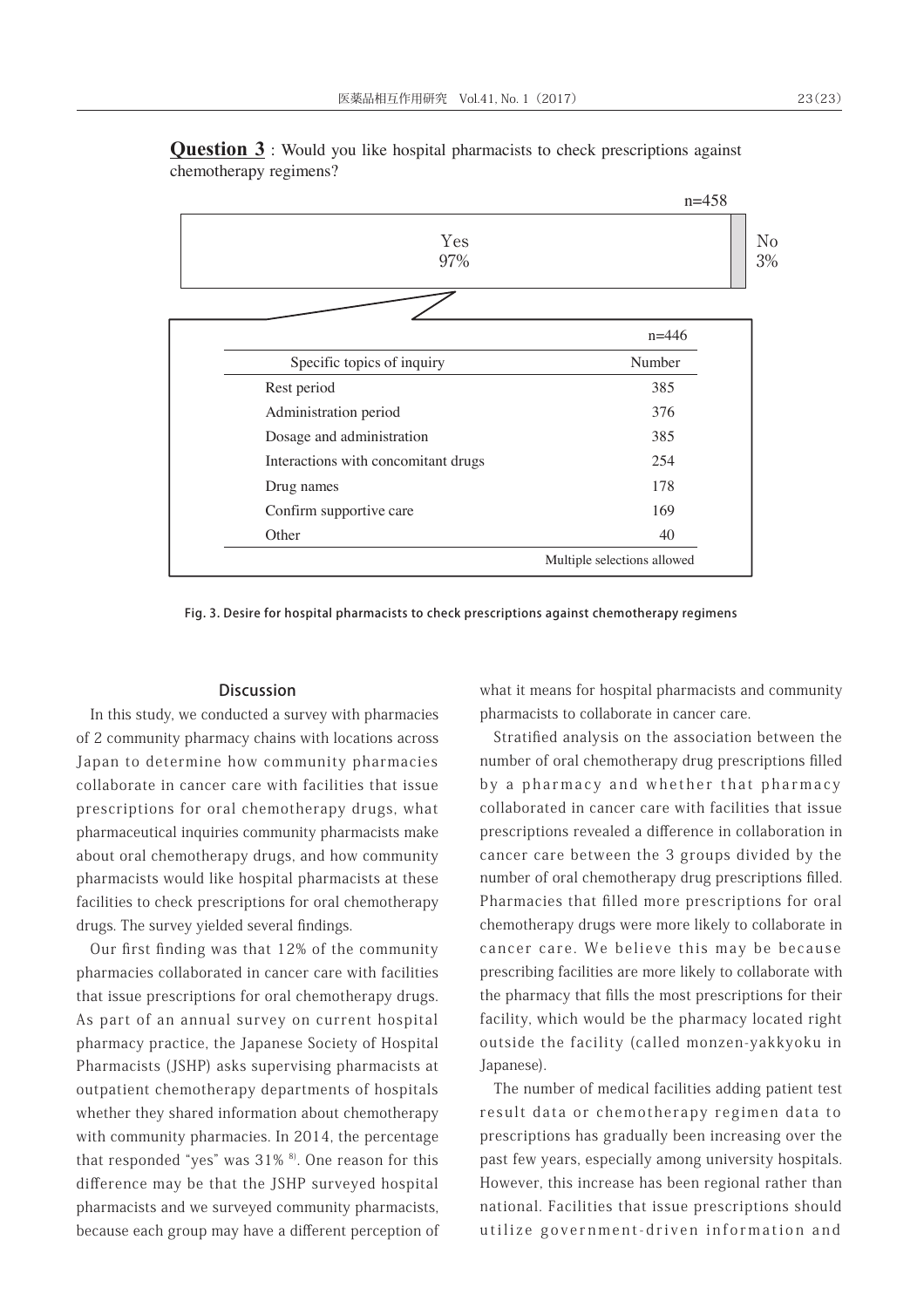**Question 3**: Would you like hospital pharmacists to check prescriptions against chemotherapy regimens?

n=458

Yes 97% | No 3%

n=446

| Specific topics of inquiry | Number |
|---|---|
| Rest period | 385 |
| Administration period | 376 |
| Dosage and administration | 385 |
| Interactions with concomitant drugs | 254 |
| Drug names | 178 |
| Confirm supportive care | 169 |
| Other | 40 |

Multiple selections allowed

Fig. 3. Desire for hospital pharmacists to check prescriptions against chemotherapy regimens

## Discussion

In this study, we conducted a survey with pharmacies of 2 community pharmacy chains with locations across Japan to determine how community pharmacies collaborate in cancer care with facilities that issue prescriptions for oral chemotherapy drugs, what pharmaceutical inquiries community pharmacists make about oral chemotherapy drugs, and how community pharmacists would like hospital pharmacists at these facilities to check prescriptions for oral chemotherapy drugs. The survey yielded several findings.

Our first finding was that 12% of the community pharmacies collaborated in cancer care with facilities that issue prescriptions for oral chemotherapy drugs. As part of an annual survey on current hospital pharmacy practice, the Japanese Society of Hospital Pharmacists (JSHP) asks supervising pharmacists at outpatient chemotherapy departments of hospitals whether they shared information about chemotherapy with community pharmacies. In 2014, the percentage that responded "yes" was 31% [8]. One reason for this difference may be that the JSHP surveyed hospital pharmacists and we surveyed community pharmacists, because each group may have a different perception of what it means for hospital pharmacists and community pharmacists to collaborate in cancer care.

Stratified analysis on the association between the number of oral chemotherapy drug prescriptions filled by a pharmacy and whether that pharmacy collaborated in cancer care with facilities that issue prescriptions revealed a difference in collaboration in cancer care between the 3 groups divided by the number of oral chemotherapy drug prescriptions filled. Pharmacies that filled more prescriptions for oral chemotherapy drugs were more likely to collaborate in cancer care. We believe this may be because prescribing facilities are more likely to collaborate with the pharmacy that fills the most prescriptions for their facility, which would be the pharmacy located right outside the facility (called monzen-yakkyoku in Japanese).

The number of medical facilities adding patient test result data or chemotherapy regimen data to prescriptions has gradually been increasing over the past few years, especially among university hospitals. However, this increase has been regional rather than national. Facilities that issue prescriptions should utilize government-driven information and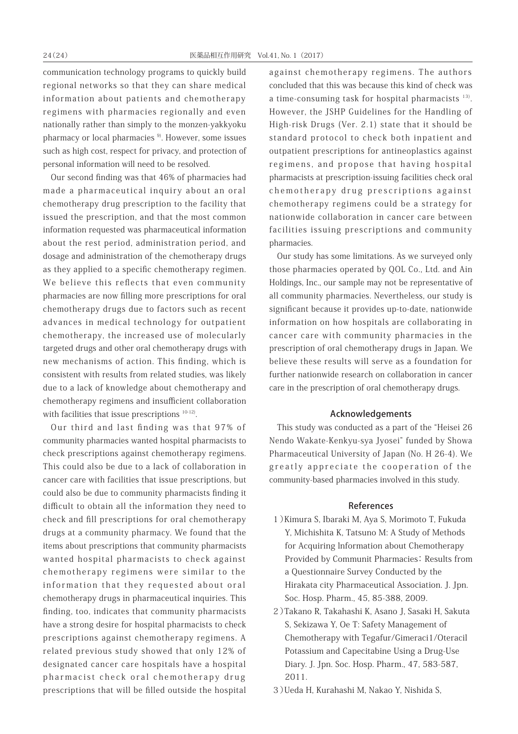communication technology programs to quickly build regional networks so that they can share medical information about patients and chemotherapy regimens with pharmacies regionally and even nationally rather than simply to the monzen-yakkyoku pharmacy or local pharmacies [9]. However, some issues such as high cost, respect for privacy, and protection of personal information will need to be resolved.

Our second finding was that 46% of pharmacies had made a pharmaceutical inquiry about an oral chemotherapy drug prescription to the facility that issued the prescription, and that the most common information requested was pharmaceutical information about the rest period, administration period, and dosage and administration of the chemotherapy drugs as they applied to a specific chemotherapy regimen. We believe this reflects that even community pharmacies are now filling more prescriptions for oral chemotherapy drugs due to factors such as recent advances in medical technology for outpatient chemotherapy, the increased use of molecularly targeted drugs and other oral chemotherapy drugs with new mechanisms of action. This finding, which is consistent with results from related studies, was likely due to a lack of knowledge about chemotherapy and chemotherapy regimens and insufficient collaboration with facilities that issue prescriptions [10-12].

Our third and last finding was that 97% of community pharmacies wanted hospital pharmacists to check prescriptions against chemotherapy regimens. This could also be due to a lack of collaboration in cancer care with facilities that issue prescriptions, but could also be due to community pharmacists finding it difficult to obtain all the information they need to check and fill prescriptions for oral chemotherapy drugs at a community pharmacy. We found that the items about prescriptions that community pharmacists wanted hospital pharmacists to check against chemotherapy regimens were similar to the information that they requested about oral chemotherapy drugs in pharmaceutical inquiries. This finding, too, indicates that community pharmacists have a strong desire for hospital pharmacists to check prescriptions against chemotherapy regimens. A related previous study showed that only 12% of designated cancer care hospitals have a hospital pharmacist check oral chemotherapy drug prescriptions that will be filled outside the hospital against chemotherapy regimens. The authors concluded that this was because this kind of check was a time-consuming task for hospital pharmacists [13]. However, the JSHP Guidelines for the Handling of High-risk Drugs (Ver. 2.1) state that it should be standard protocol to check both inpatient and outpatient prescriptions for antineoplastics against regimens, and propose that having hospital pharmacists at prescription-issuing facilities check oral chemotherapy drug prescriptions against chemotherapy regimens could be a strategy for nationwide collaboration in cancer care between facilities issuing prescriptions and community pharmacies.

Our study has some limitations. As we surveyed only those pharmacies operated by QOL Co., Ltd. and Ain Holdings, Inc., our sample may not be representative of all community pharmacies. Nevertheless, our study is significant because it provides up-to-date, nationwide information on how hospitals are collaborating in cancer care with community pharmacies in the prescription of oral chemotherapy drugs in Japan. We believe these results will serve as a foundation for further nationwide research on collaboration in cancer care in the prescription of oral chemotherapy drugs.

## Acknowledgements

This study was conducted as a part of the "Heisei 26 Nendo Wakate-Kenkyu-sya Jyosei" funded by Showa Pharmaceutical University of Japan (No. H 26-4). We greatly appreciate the cooperation of the community-based pharmacies involved in this study.

## References

1 ) Kimura S, Ibaraki M, Aya S, Morimoto T, Fukuda Y, Michishita K, Tatsuno M: A Study of Methods for Acquiring lnformation about Chemotherapy Provided by Communit Pharmacies：Results from a Questionnaire Survey Conducted by the Hirakata city Pharmaceutical Association. J. Jpn. Soc. Hosp. Pharm., 45, 85-388, 2009.

2 ) Takano R, Takahashi K, Asano J, Sasaki H, Sakuta S, Sekizawa Y, Oe T: Safety Management of Chemotherapy with Tegafur/Gimeraci1/Oteracil Potassium and Capecitabine Using a Drug-Use Diary. J. Jpn. Soc. Hosp. Pharm., 47, 583-587, 2011.

3 ) Ueda H, Kurahashi M, Nakao Y, Nishida S,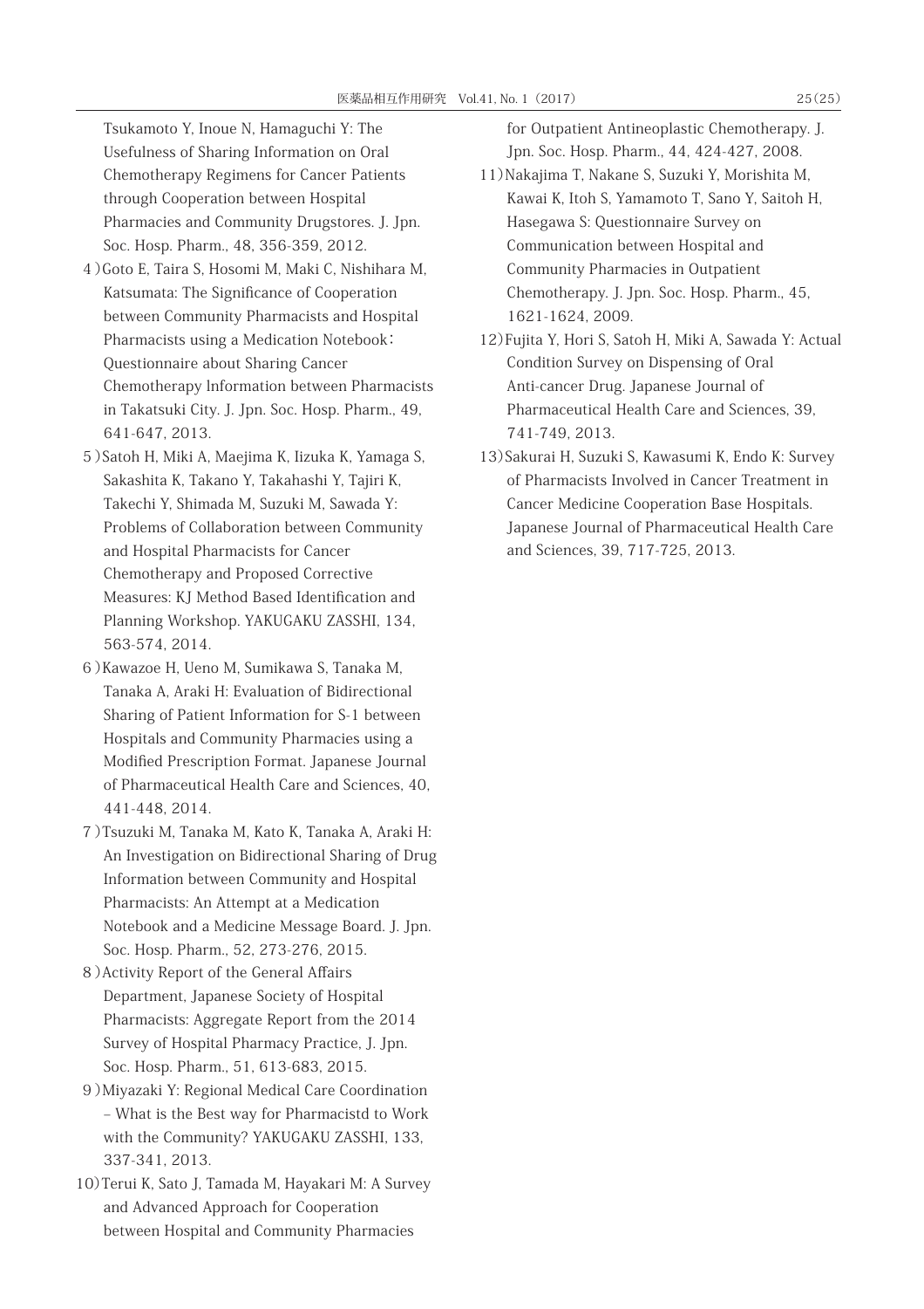Tsukamoto Y, Inoue N, Hamaguchi Y: The Usefulness of Sharing Information on Oral Chemotherapy Regimens for Cancer Patients through Cooperation between Hospital Pharmacies and Community Drugstores. J. Jpn. Soc. Hosp. Pharm., 48, 356-359, 2012.

4) Goto E, Taira S, Hosomi M, Maki C, Nishihara M, Katsumata: The Significance of Cooperation between Community Pharmacists and Hospital Pharmacists using a Medication Notebook: Questionnaire about Sharing Cancer Chemotherapy Information between Pharmacists in Takatsuki City. J. Jpn. Soc. Hosp. Pharm., 49, 641-647, 2013.

5) Satoh H, Miki A, Maejima K, Iizuka K, Yamaga S, Sakashita K, Takano Y, Takahashi Y, Tajiri K, Takechi Y, Shimada M, Suzuki M, Sawada Y: Problems of Collaboration between Community and Hospital Pharmacists for Cancer Chemotherapy and Proposed Corrective Measures: KJ Method Based Identification and Planning Workshop. YAKUGAKU ZASSHI, 134, 563-574, 2014.

6) Kawazoe H, Ueno M, Sumikawa S, Tanaka M, Tanaka A, Araki H: Evaluation of Bidirectional Sharing of Patient Information for S-1 between Hospitals and Community Pharmacies using a Modified Prescription Format. Japanese Journal of Pharmaceutical Health Care and Sciences, 40, 441-448, 2014.

7) Tsuzuki M, Tanaka M, Kato K, Tanaka A, Araki H: An Investigation on Bidirectional Sharing of Drug Information between Community and Hospital Pharmacists: An Attempt at a Medication Notebook and a Medicine Message Board. J. Jpn. Soc. Hosp. Pharm., 52, 273-276, 2015.

8) Activity Report of the General Affairs Department, Japanese Society of Hospital Pharmacists: Aggregate Report from the 2014 Survey of Hospital Pharmacy Practice, J. Jpn. Soc. Hosp. Pharm., 51, 613-683, 2015.

9) Miyazaki Y: Regional Medical Care Coordination – What is the Best way for Pharmacistd to Work with the Community? YAKUGAKU ZASSHI, 133, 337-341, 2013.

10) Terui K, Sato J, Tamada M, Hayakari M: A Survey and Advanced Approach for Cooperation between Hospital and Community Pharmacies for Outpatient Antineoplastic Chemotherapy. J. Jpn. Soc. Hosp. Pharm., 44, 424-427, 2008.

11) Nakajima T, Nakane S, Suzuki Y, Morishita M, Kawai K, Itoh S, Yamamoto T, Sano Y, Saitoh H, Hasegawa S: Questionnaire Survey on Communication between Hospital and Community Pharmacies in Outpatient Chemotherapy. J. Jpn. Soc. Hosp. Pharm., 45, 1621-1624, 2009.

12) Fujita Y, Hori S, Satoh H, Miki A, Sawada Y: Actual Condition Survey on Dispensing of Oral Anti-cancer Drug. Japanese Journal of Pharmaceutical Health Care and Sciences, 39, 741-749, 2013.

13) Sakurai H, Suzuki S, Kawasumi K, Endo K: Survey of Pharmacists Involved in Cancer Treatment in Cancer Medicine Cooperation Base Hospitals. Japanese Journal of Pharmaceutical Health Care and Sciences, 39, 717-725, 2013.